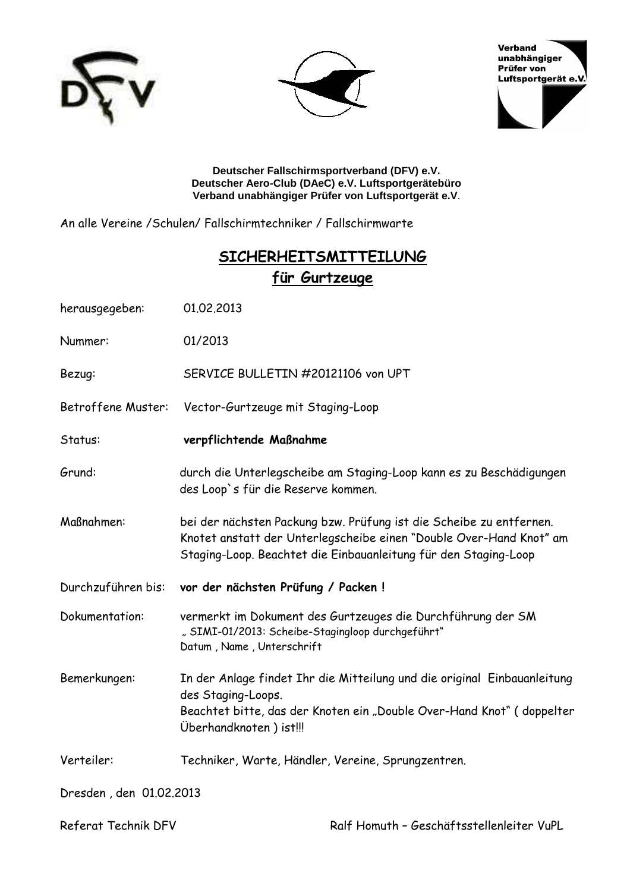**Deutscher Fallschirmsportverband (DFV) e.V.**
**Deutscher Aero-Club (DAeC) e.V. Luftsportgerätebüro**
**Verband unabhängiger Prüfer von Luftsportgerät e.V.**

An alle Vereine /Schulen/ Fallschirmtechniker / Fallschirmwarte

# SICHERHEITSMITTEILUNG
## für Gurtzeuge

herausgegeben: 01.02.2013

Nummer: 01/2013

Bezug: SERVICE BULLETIN #20121106 von UPT

Betroffene Muster: Vector-Gurtzeuge mit Staging-Loop

Status: **verpflichtende Maßnahme**

Grund: durch die Unterlegscheibe am Staging-Loop kann es zu Beschädigungen des Loop`s für die Reserve kommen.

Maßnahmen: bei der nächsten Packung bzw. Prüfung ist die Scheibe zu entfernen. Knotet anstatt der Unterlegscheibe einen "Double Over-Hand Knot" am Staging-Loop. Beachtet die Einbauanleitung für den Staging-Loop

Durchzuführen bis: **vor der nächsten Prüfung / Packen !**

Dokumentation: vermerkt im Dokument des Gurtzeuges die Durchführung der SM
„ SIMI-01/2013: Scheibe-Stagingloop durchgeführt"
Datum , Name , Unterschrift

Bemerkungen: In der Anlage findet Ihr die Mitteilung und die original Einbauanleitung des Staging-Loops.
Beachtet bitte, das der Knoten ein „Double Over-Hand Knot" ( doppelter Überhandknoten ) ist!!!

Verteiler: Techniker, Warte, Händler, Vereine, Sprungzentren.

Dresden , den 01.02.2013

Referat Technik DFV

Ralf Homuth – Geschäftsstellenleiter VuPL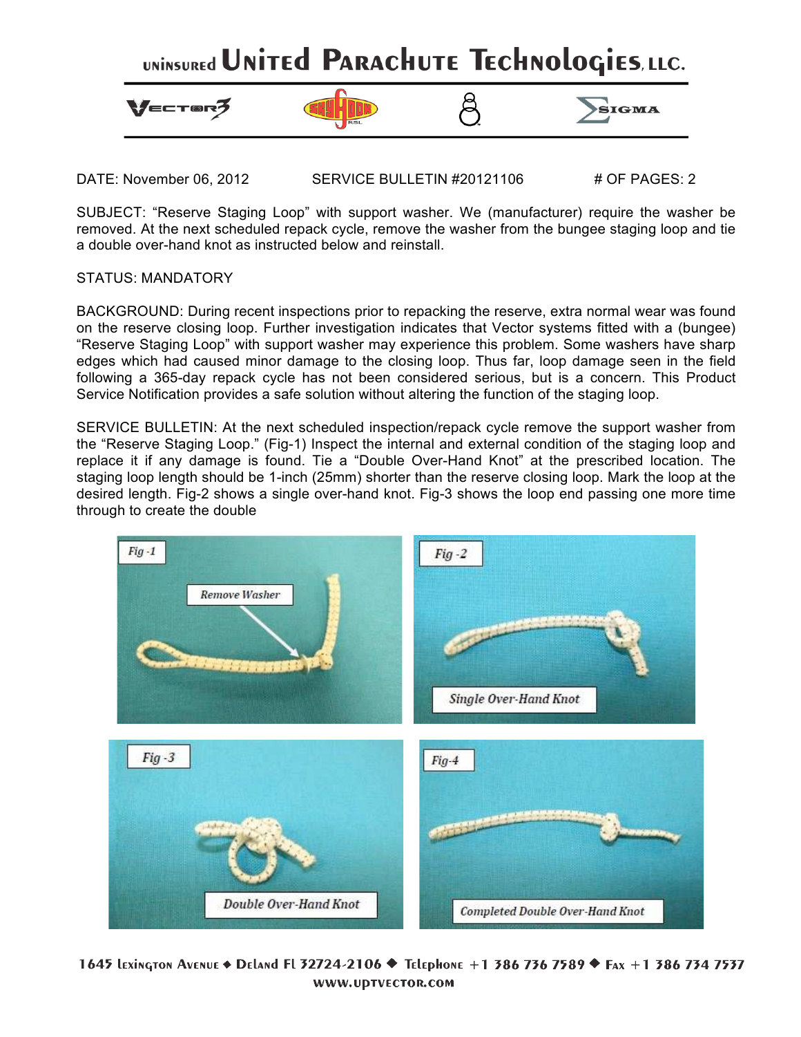# UNINSURED United Parachute Technologies, LLC.

VECTOR3 · SKYHOOK RSL · SIGMA

DATE: November 06, 2012 SERVICE BULLETIN #20121106 # OF PAGES: 2

SUBJECT: "Reserve Staging Loop" with support washer. We (manufacturer) require the washer be removed. At the next scheduled repack cycle, remove the washer from the bungee staging loop and tie a double over-hand knot as instructed below and reinstall.

STATUS: MANDATORY

BACKGROUND: During recent inspections prior to repacking the reserve, extra normal wear was found on the reserve closing loop. Further investigation indicates that Vector systems fitted with a (bungee) "Reserve Staging Loop" with support washer may experience this problem. Some washers have sharp edges which had caused minor damage to the closing loop. Thus far, loop damage seen in the field following a 365-day repack cycle has not been considered serious, but is a concern. This Product Service Notification provides a safe solution without altering the function of the staging loop.

SERVICE BULLETIN: At the next scheduled inspection/repack cycle remove the support washer from the "Reserve Staging Loop." (Fig-1) Inspect the internal and external condition of the staging loop and replace it if any damage is found. Tie a "Double Over-Hand Knot" at the prescribed location. The staging loop length should be 1-inch (25mm) shorter than the reserve closing loop. Mark the loop at the desired length. Fig-2 shows a single over-hand knot. Fig-3 shows the loop end passing one more time through to create the double

Fig -1 — Remove Washer

Fig -2 — Single Over-Hand Knot

Fig -3 — Double Over-Hand Knot

Fig-4 — Completed Double Over-Hand Knot

1645 Lexington Avenue ◆ DeLand Fl 32724-2106 ◆ Telephone +1 386 736 7589 ◆ Fax +1 386 734 7537
www.uptvector.com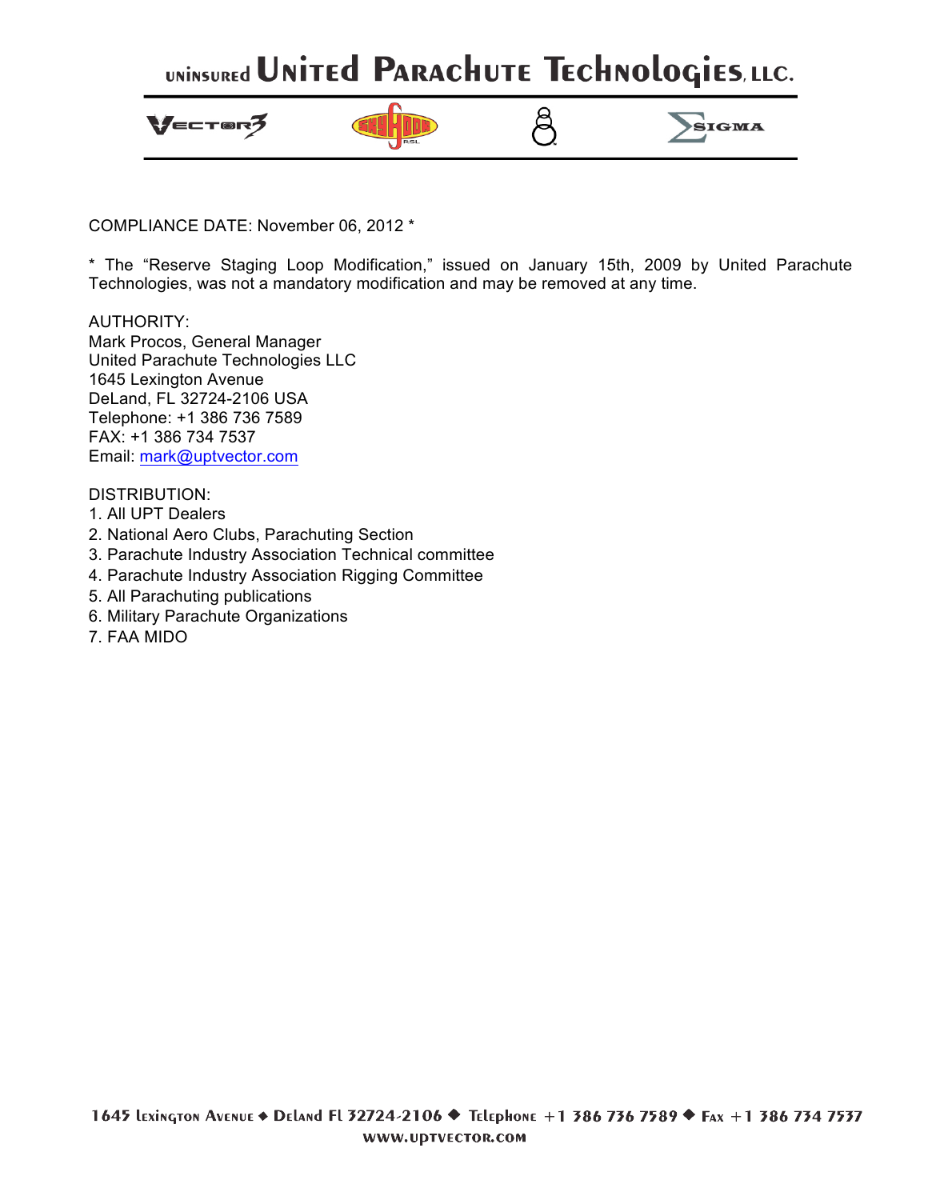COMPLIANCE DATE: November 06, 2012 *

* The “Reserve Staging Loop Modification,” issued on January 15th, 2009 by United Parachute Technologies, was not a mandatory modification and may be removed at any time.

AUTHORITY:
Mark Procos, General Manager
United Parachute Technologies LLC
1645 Lexington Avenue
DeLand, FL 32724-2106 USA
Telephone: +1 386 736 7589
FAX: +1 386 734 7537
Email: mark@uptvector.com

DISTRIBUTION:
1. All UPT Dealers
2. National Aero Clubs, Parachuting Section
3. Parachute Industry Association Technical committee
4. Parachute Industry Association Rigging Committee
5. All Parachuting publications
6. Military Parachute Organizations
7. FAA MIDO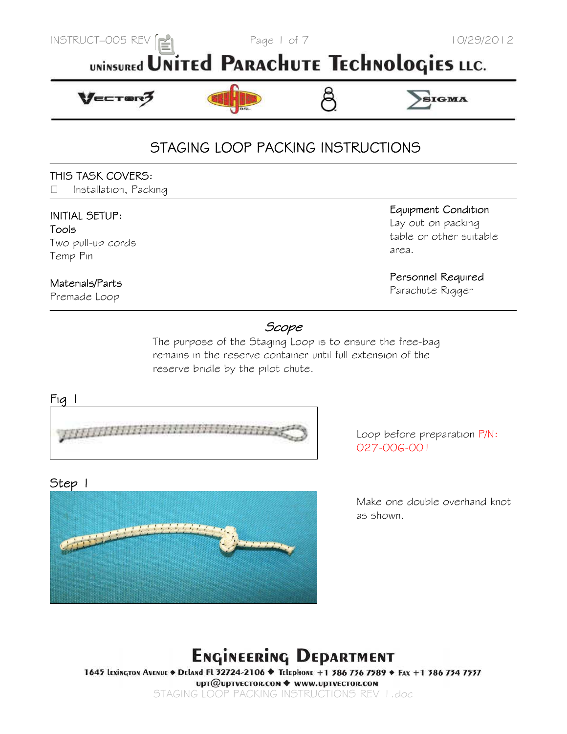# UNINSURED UNITED PARACHUTE TECHNOLOGIES LLC.

## STAGING LOOP PACKING INSTRUCTIONS

THIS TASK COVERS:

- Installation, Packing

INITIAL SETUP:

**Tools**
Two pull-up cords
Temp Pin

**Materials/Parts**
Premade Loop

**Equipment Condition**
Lay out on packing table or other suitable area.

**Personnel Required**
Parachute Rigger

### *Scope*

The purpose of the Staging Loop is to ensure the free-bag remains in the reserve container until full extension of the reserve bridle by the pilot chute.

Fig 1

Loop before preparation P/N: 027-006-001

Step 1

Make one double overhand knot as shown.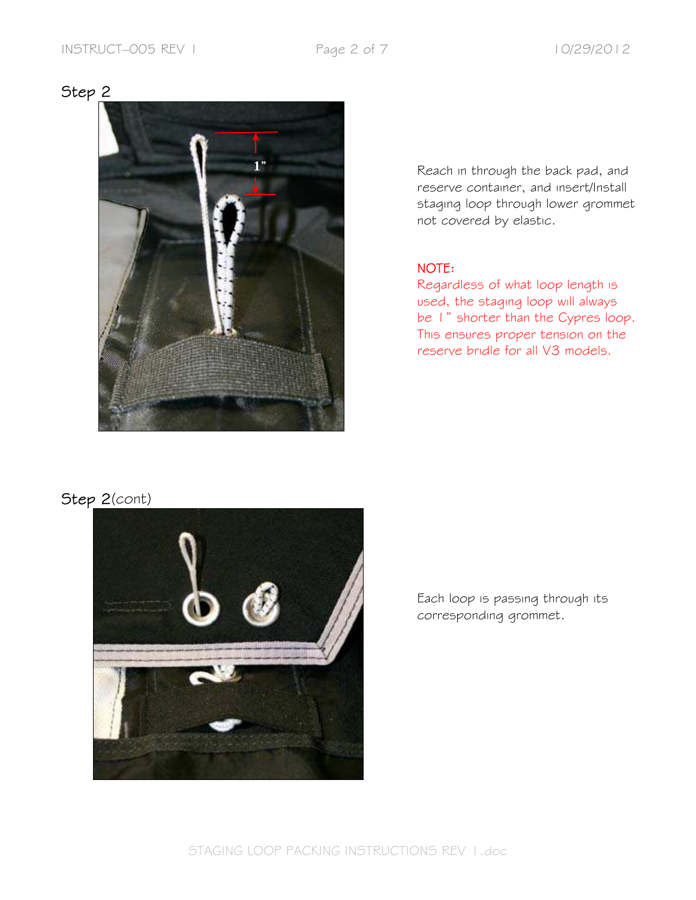## Step 2

Reach in through the back pad, and reserve container, and insert/Install staging loop through lower grommet not covered by elastic.

NOTE:
Regardless of what loop length is used, the staging loop will always be 1" shorter than the Cypres loop. This ensures proper tension on the reserve bridle for all V3 models.

## Step 2(cont)

Each loop is passing through its corresponding grommet.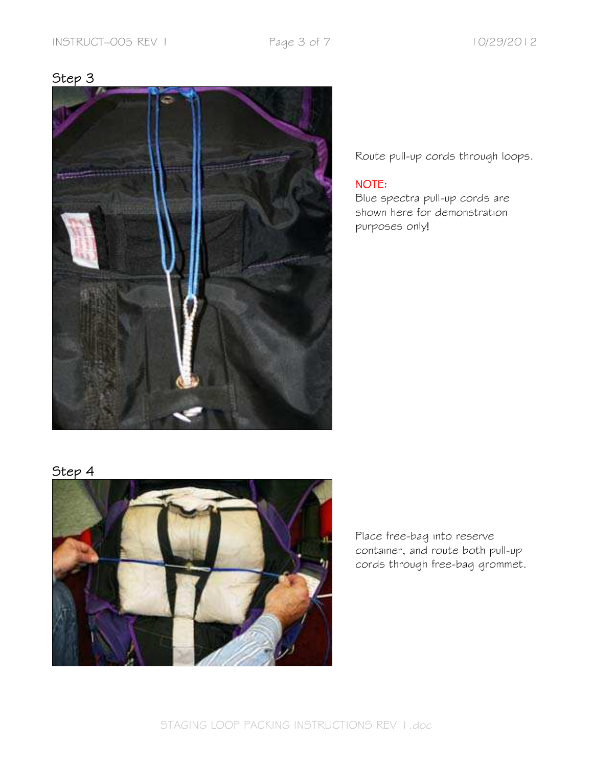## Step 3

Route pull-up cords through loops.

NOTE:
Blue spectra pull-up cords are shown here for demonstration purposes only!

## Step 4

Place free-bag into reserve container, and route both pull-up cords through free-bag grommet.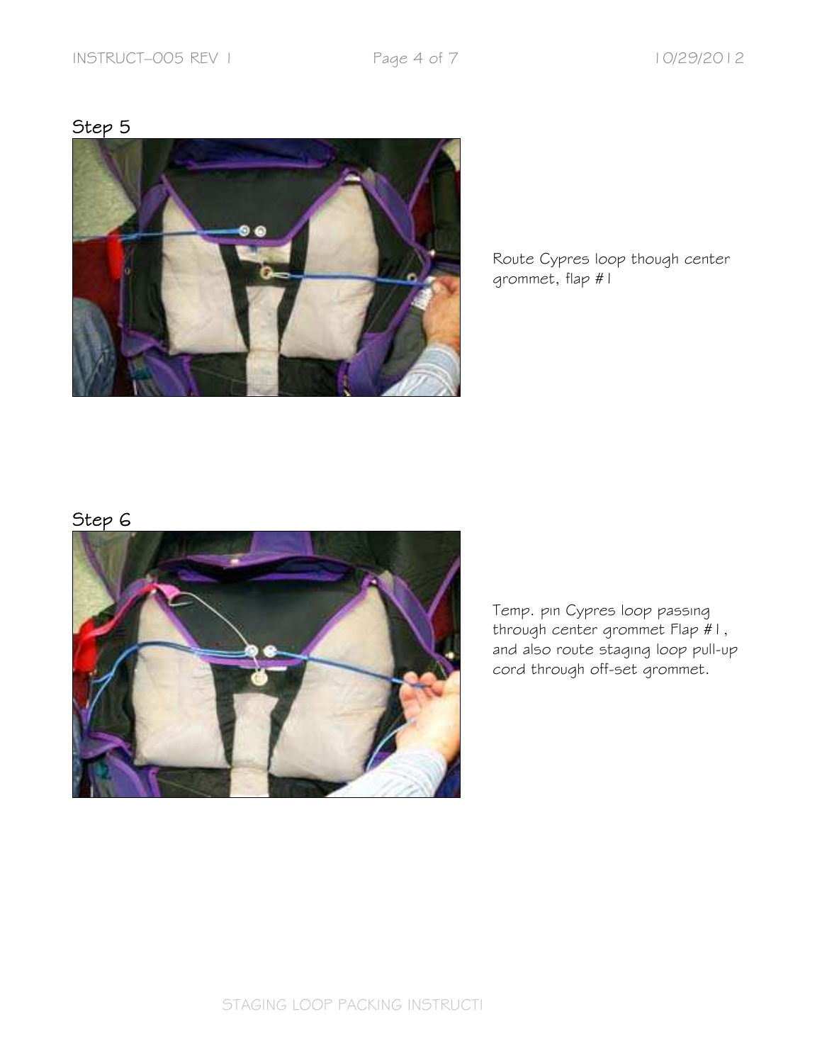## Step 5

Route Cypres loop though center grommet, flap #1

## Step 6

Temp. pin Cypres loop passing through center grommet Flap #1, and also route staging loop pull-up cord through off-set grommet.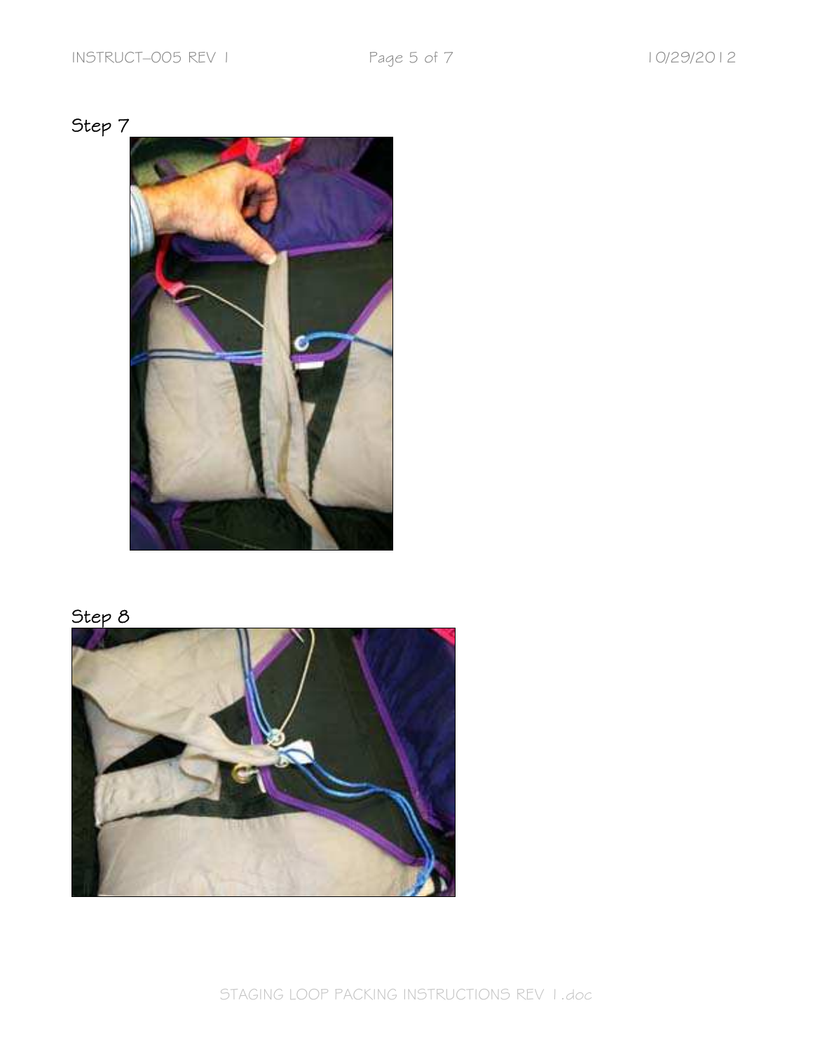Step 7

Step 8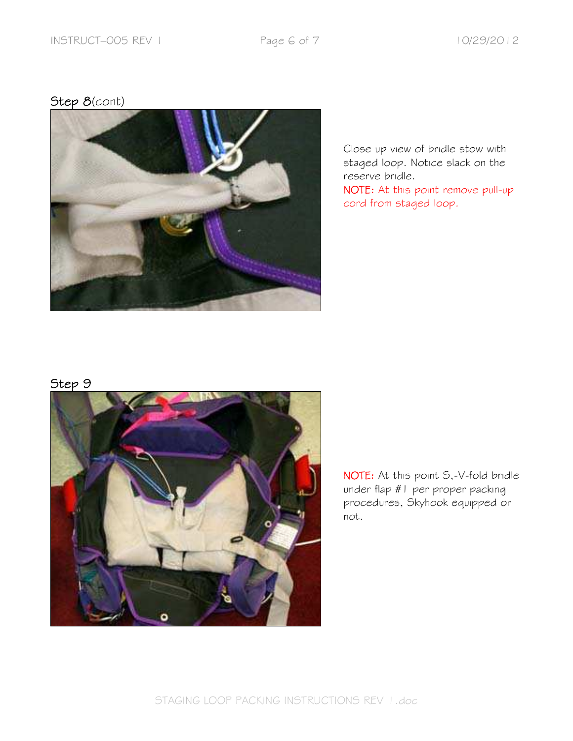## Step 8(cont)

Close up view of bridle stow with staged loop. Notice slack on the reserve bridle.

NOTE: At this point remove pull-up cord from staged loop.

## Step 9

NOTE: At this point S,-V-fold bridle under flap #1 per proper packing procedures, Skyhook equipped or not.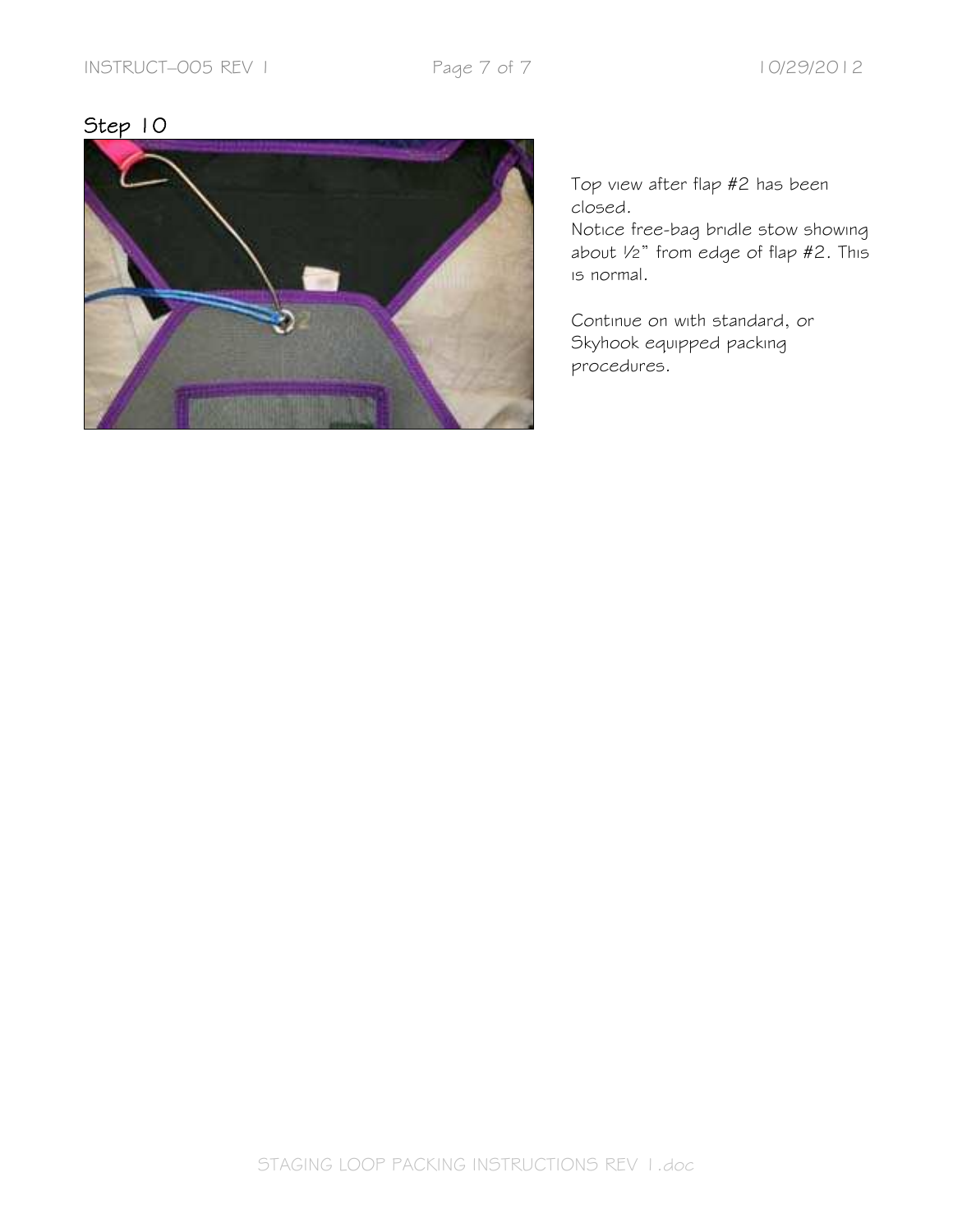## Step 10

Top view after flap #2 has been closed.
Notice free-bag bridle stow showing about ½" from edge of flap #2. This is normal.

Continue on with standard, or Skyhook equipped packing procedures.